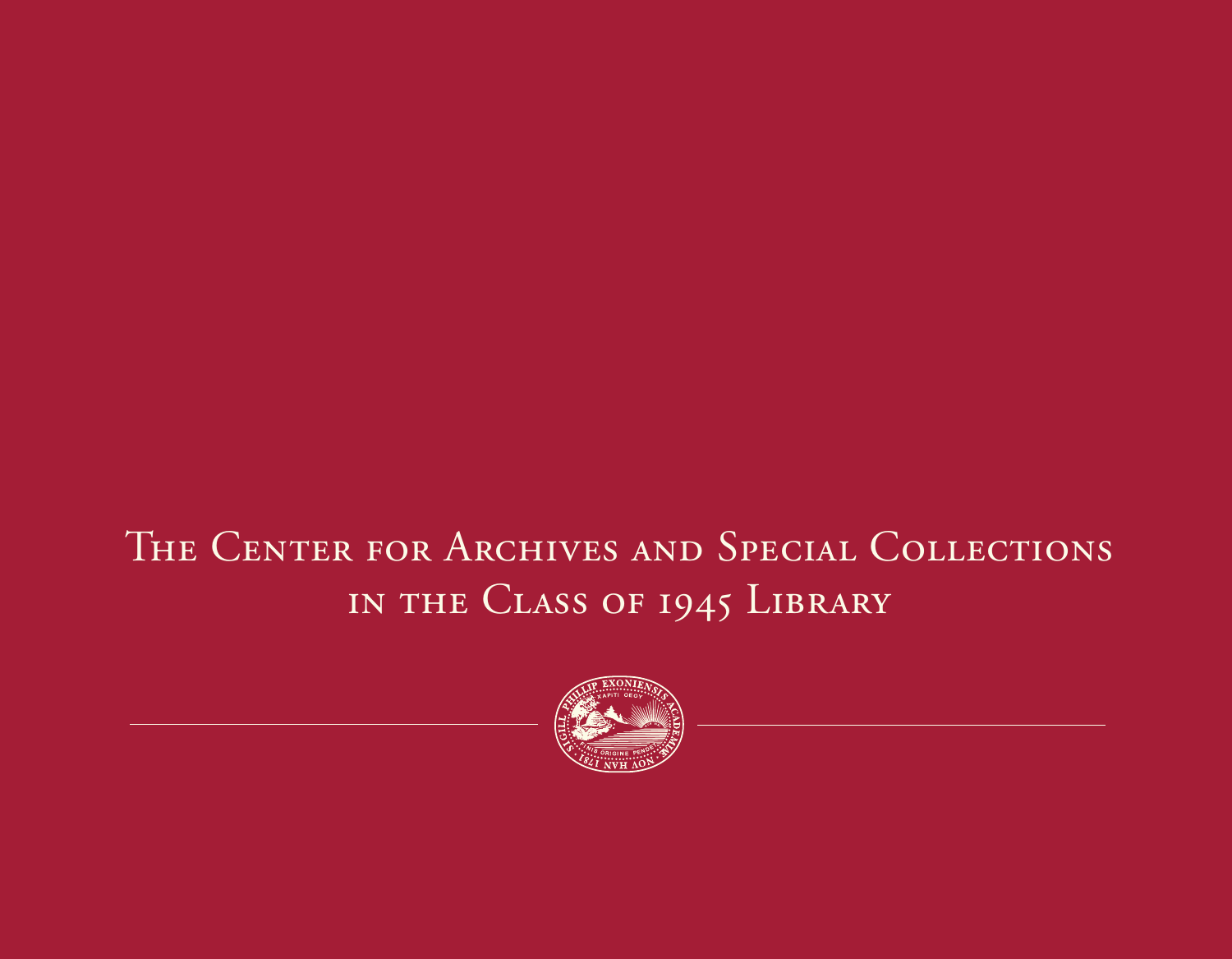# The Center for Archives and Special Collections in the Class of 1945 Library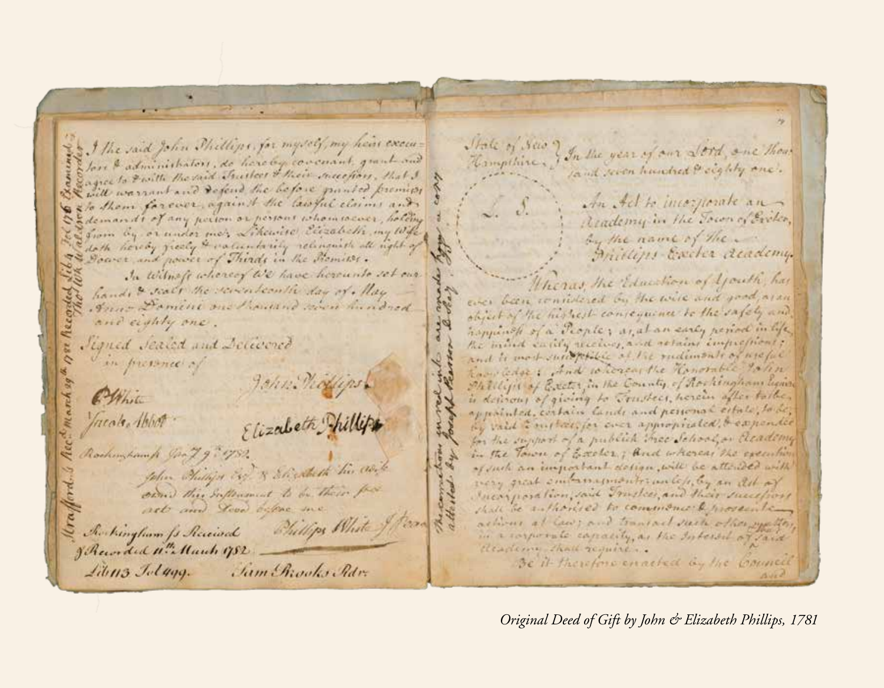Strafford ss Rec'd March 29th 1782 Recorded Lib 4 Fol 176 Examined The Wm Waldron Recorder

I the said John Phillips, for myself, my heirs executors & administrators, do hereby covenant, grant and agree to & with the said Trustees & their successors, that I will warrant and defend the before granted premises to them forever, against the lawful claims and demands of any person or persons whomsoever, holding from by, or under me; Likewise Elizabeth, my Wife doth hereby freely & voluntarily relinquish all right of Dower, and power of Thirds in the Premises.

In Witness whereof We have hereunto set our hands & seals the seventeenth day of May Anno Domini one thousand seven hundred and eighty one.

Signed Sealed and Delivered in presence of

C. White — John Phillips

Jacob Abbot — Elizabeth Phillips

Rockingham ss Jan 9th 1782

John Phillips Esq & Elizabeth his Wife own'd this Instrument to be their free act and Deed before me

Phillips White J Peace

Rockingham ss Received & Recorded 11th March 1782

Lib 113 Fol 499. — Sam Brooks Rdr

The corrections in red ink are made from a copy attested by Joseph Pearson D Secy

State of New Hampshire. } In the year of our Lord, one Thousand seven hundred & eighty one.

L. S.

An Act to incorporate an Academy in the Town of Exeter, by the name of the Phillips Exeter Academy.

Whereas, the Education of Youth, has ever been considered by the wise and good, as an object of the highest consequence to the safety and happiness of a People; as, at an early period in life, the mind easily receives, and retains impressions; and is most susceptible of the rudiments of useful knowledge; And whereas the Honorable John Phillips of Exeter, in the County of Rockingham Esquire is desirous of giving to Trustees, herein after to be appointed, certain lands and personal estate, to be, by said Trustees, for ever appropriated, & expended for the support of a publick Free School, or Academy in the Town of Exeter; And whereas the execution of such an important design, will be attended with very great embarrassments, unless, by an Act of Incorporation, said Trustees, and their successors shall be authorised to commence & prosecute actions at law; and transact such other matters, in a corporate capacity, as the Interest of said Academy shall require.

Be it therefore enacted by the Council and

*Original Deed of Gift by John & Elizabeth Phillips, 1781*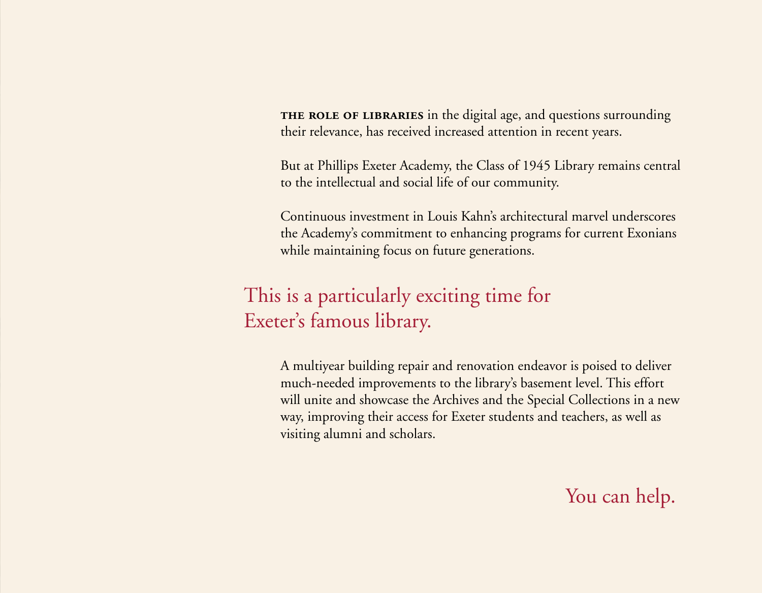**THE ROLE OF LIBRARIES** in the digital age, and questions surrounding their relevance, has received increased attention in recent years.

But at Phillips Exeter Academy, the Class of 1945 Library remains central to the intellectual and social life of our community.

Continuous investment in Louis Kahn's architectural marvel underscores the Academy's commitment to enhancing programs for current Exonians while maintaining focus on future generations.

## This is a particularly exciting time for Exeter's famous library.

A multiyear building repair and renovation endeavor is poised to deliver much-needed improvements to the library's basement level. This effort will unite and showcase the Archives and the Special Collections in a new way, improving their access for Exeter students and teachers, as well as visiting alumni and scholars.

## You can help.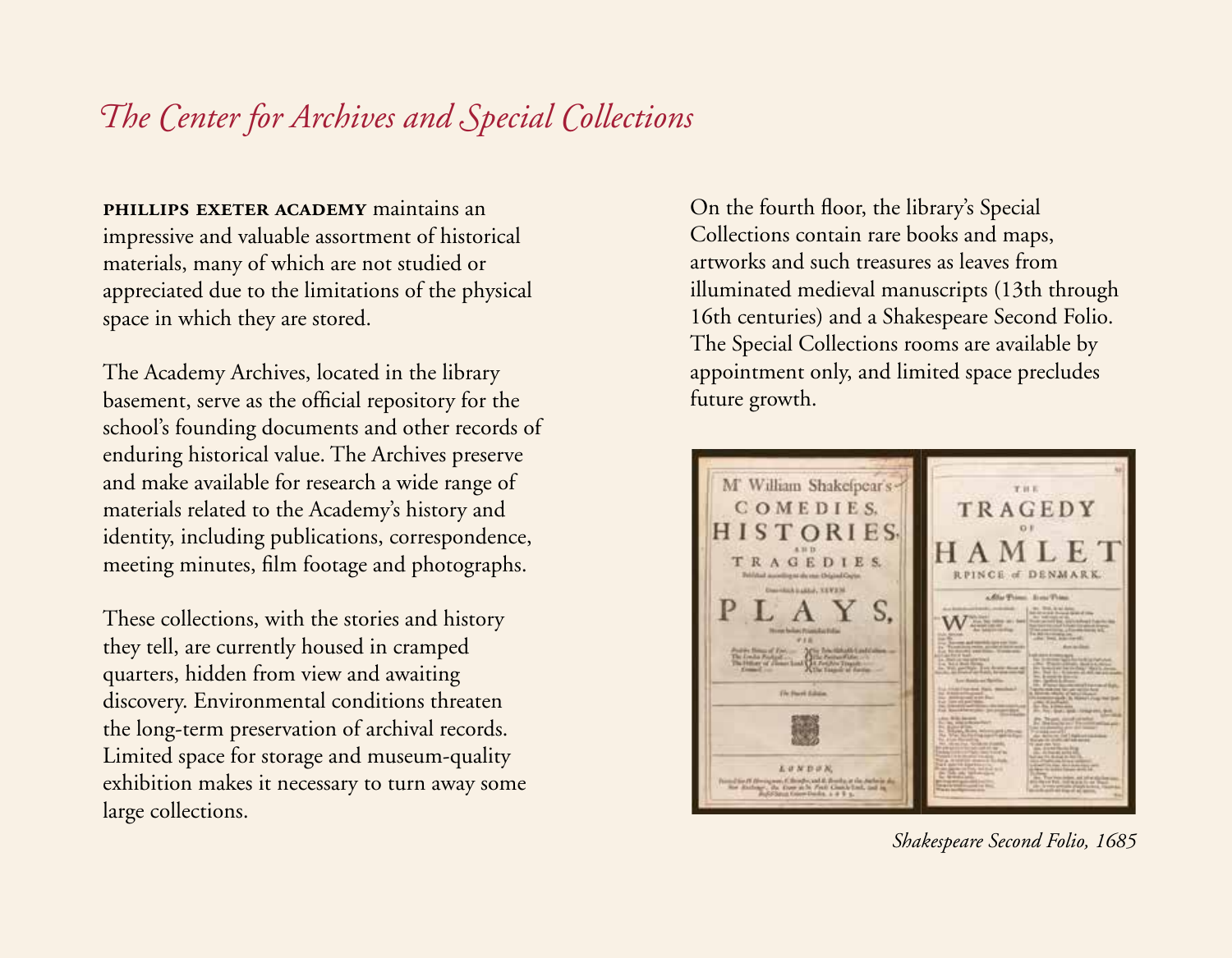# *The Center for Archives and Special Collections*

**PHILLIPS EXETER ACADEMY** maintains an impressive and valuable assortment of historical materials, many of which are not studied or appreciated due to the limitations of the physical space in which they are stored.

The Academy Archives, located in the library basement, serve as the official repository for the school's founding documents and other records of enduring historical value. The Archives preserve and make available for research a wide range of materials related to the Academy's history and identity, including publications, correspondence, meeting minutes, film footage and photographs.

These collections, with the stories and history they tell, are currently housed in cramped quarters, hidden from view and awaiting discovery. Environmental conditions threaten the long-term preservation of archival records. Limited space for storage and museum-quality exhibition makes it necessary to turn away some large collections.

On the fourth floor, the library's Special Collections contain rare books and maps, artworks and such treasures as leaves from illuminated medieval manuscripts (13th through 16th centuries) and a Shakespeare Second Folio. The Special Collections rooms are available by appointment only, and limited space precludes future growth.

*Shakespeare Second Folio, 1685*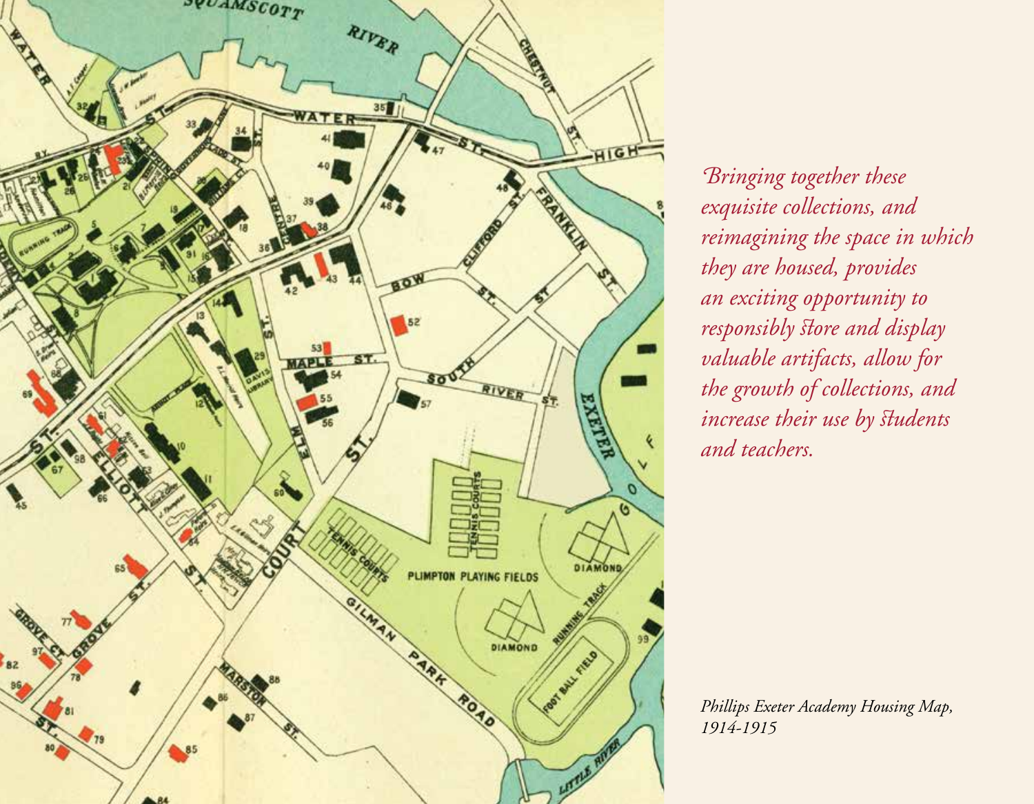*Bringing together these exquisite collections, and reimagining the space in which they are housed, provides an exciting opportunity to responsibly store and display valuable artifacts, allow for the growth of collections, and increase their use by students and teachers.*

*Phillips Exeter Academy Housing Map, 1914-1915*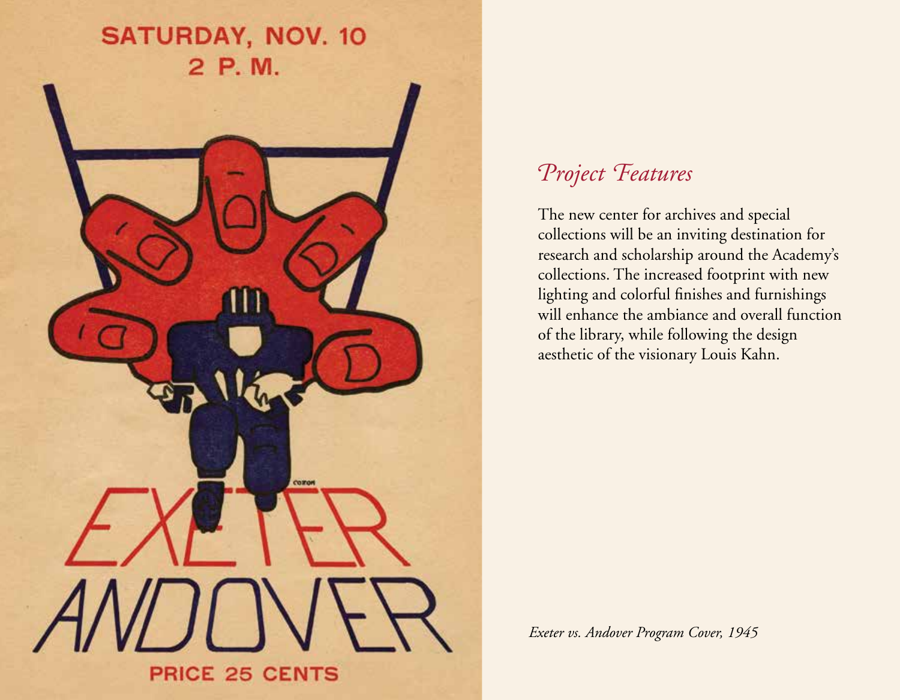## *Project Features*

The new center for archives and special collections will be an inviting destination for research and scholarship around the Academy's collections. The increased footprint with new lighting and colorful finishes and furnishings will enhance the ambiance and overall function of the library, while following the design aesthetic of the visionary Louis Kahn.

*Exeter vs. Andover Program Cover, 1945*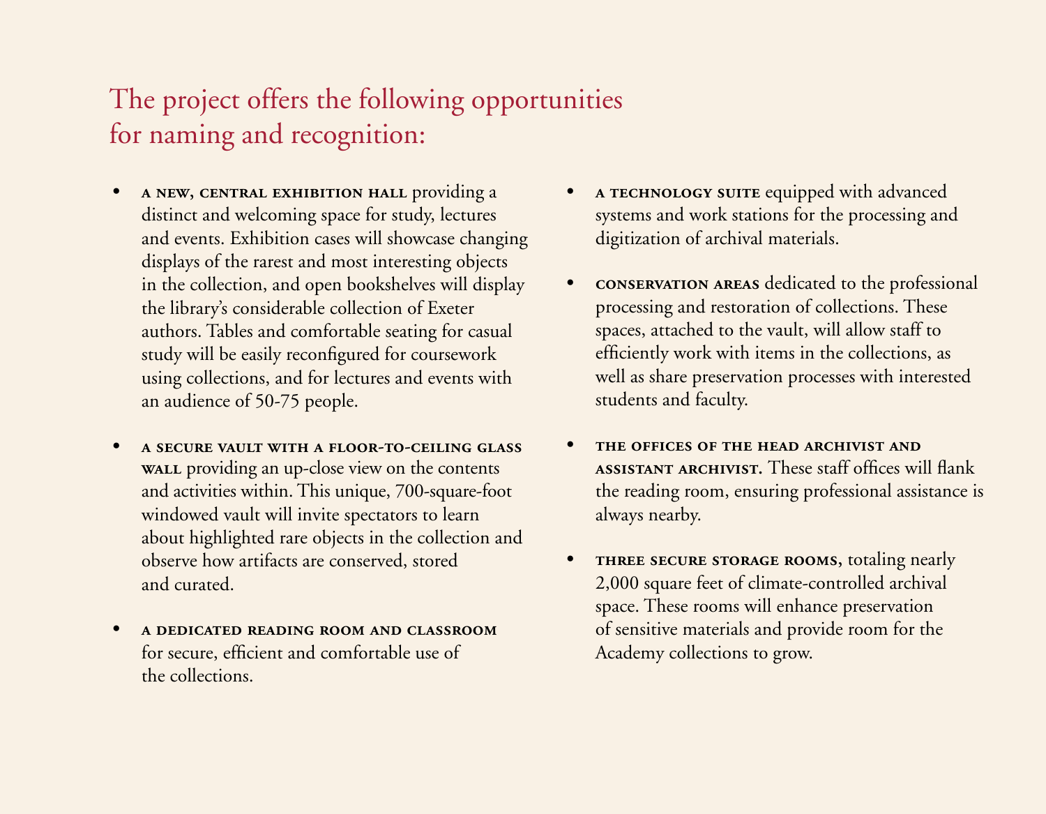## The project offers the following opportunities for naming and recognition:

- **A NEW, CENTRAL EXHIBITION HALL** providing a distinct and welcoming space for study, lectures and events. Exhibition cases will showcase changing displays of the rarest and most interesting objects in the collection, and open bookshelves will display the library's considerable collection of Exeter authors. Tables and comfortable seating for casual study will be easily reconfigured for coursework using collections, and for lectures and events with an audience of 50-75 people.

- **A SECURE VAULT WITH A FLOOR-TO-CEILING GLASS WALL** providing an up-close view on the contents and activities within. This unique, 700-square-foot windowed vault will invite spectators to learn about highlighted rare objects in the collection and observe how artifacts are conserved, stored and curated.

- **A DEDICATED READING ROOM AND CLASSROOM** for secure, efficient and comfortable use of the collections.

- **A TECHNOLOGY SUITE** equipped with advanced systems and work stations for the processing and digitization of archival materials.

- **CONSERVATION AREAS** dedicated to the professional processing and restoration of collections. These spaces, attached to the vault, will allow staff to efficiently work with items in the collections, as well as share preservation processes with interested students and faculty.

- **THE OFFICES OF THE HEAD ARCHIVIST AND ASSISTANT ARCHIVIST.** These staff offices will flank the reading room, ensuring professional assistance is always nearby.

- **THREE SECURE STORAGE ROOMS,** totaling nearly 2,000 square feet of climate-controlled archival space. These rooms will enhance preservation of sensitive materials and provide room for the Academy collections to grow.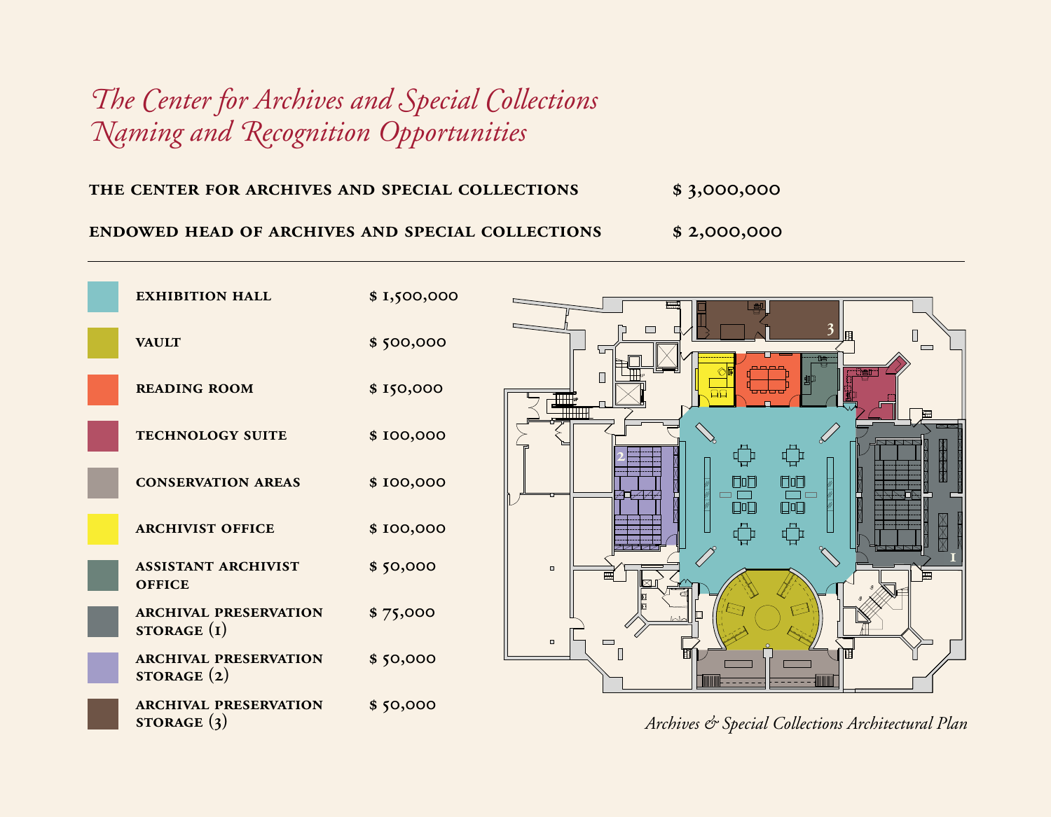# *The Center for Archives and Special Collections Naming and Recognition Opportunities*

| | |
|---|---|
| **THE CENTER FOR ARCHIVES AND SPECIAL COLLECTIONS** | $ 3,000,000 |
| **ENDOWED HEAD OF ARCHIVES AND SPECIAL COLLECTIONS** | $ 2,000,000 |

---

| | |
|---|---|
| **EXHIBITION HALL** | $ 1,500,000 |
| **VAULT** | $ 500,000 |
| **READING ROOM** | $ 150,000 |
| **TECHNOLOGY SUITE** | $ 100,000 |
| **CONSERVATION AREAS** | $ 100,000 |
| **ARCHIVIST OFFICE** | $ 100,000 |
| **ASSISTANT ARCHIVIST OFFICE** | $ 50,000 |
| **ARCHIVAL PRESERVATION STORAGE (1)** | $ 75,000 |
| **ARCHIVAL PRESERVATION STORAGE (2)** | $ 50,000 |
| **ARCHIVAL PRESERVATION STORAGE (3)** | $ 50,000 |

*Archives & Special Collections Architectural Plan*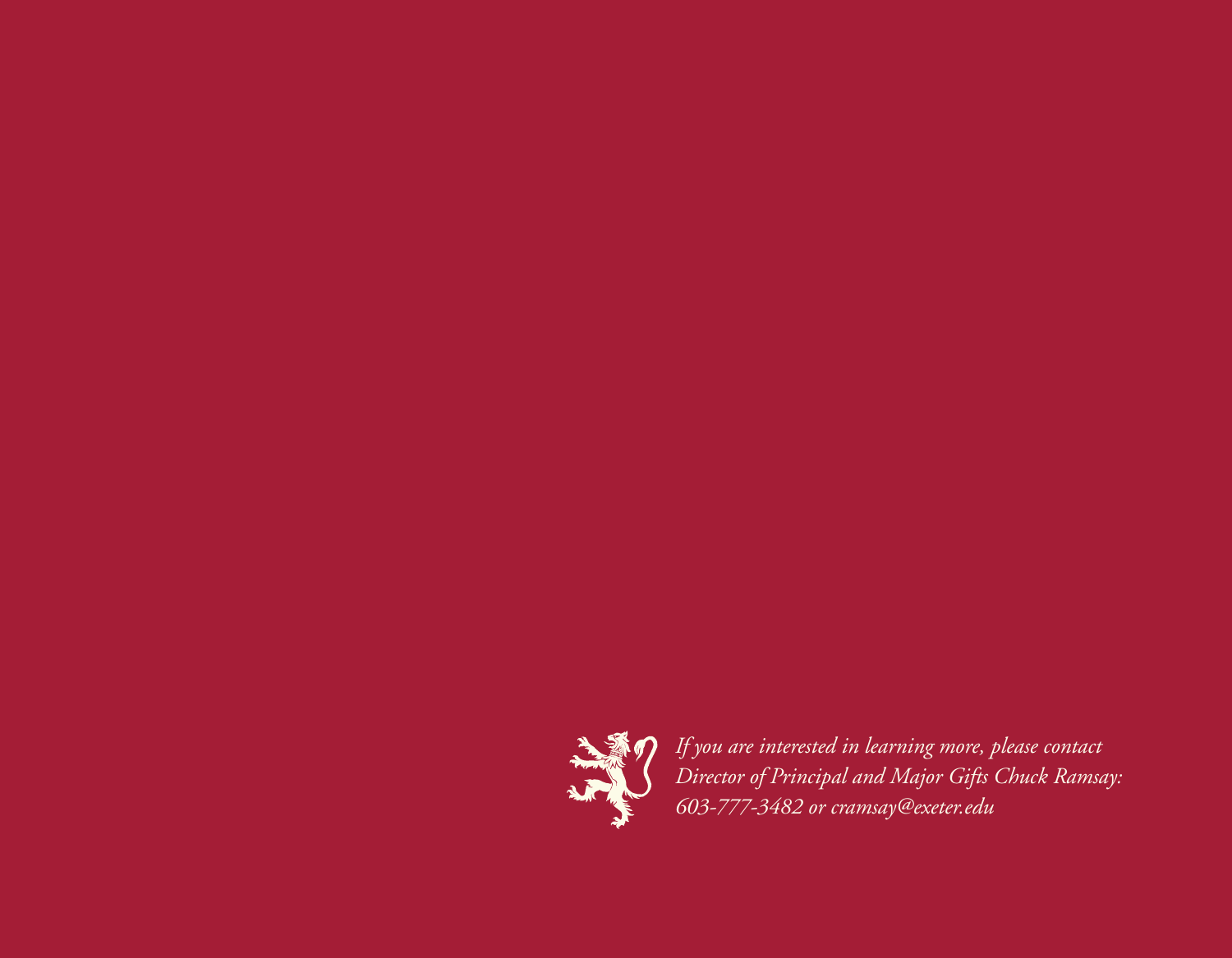*If you are interested in learning more, please contact Director of Principal and Major Gifts Chuck Ramsay: 603-777-3482 or cramsay@exeter.edu*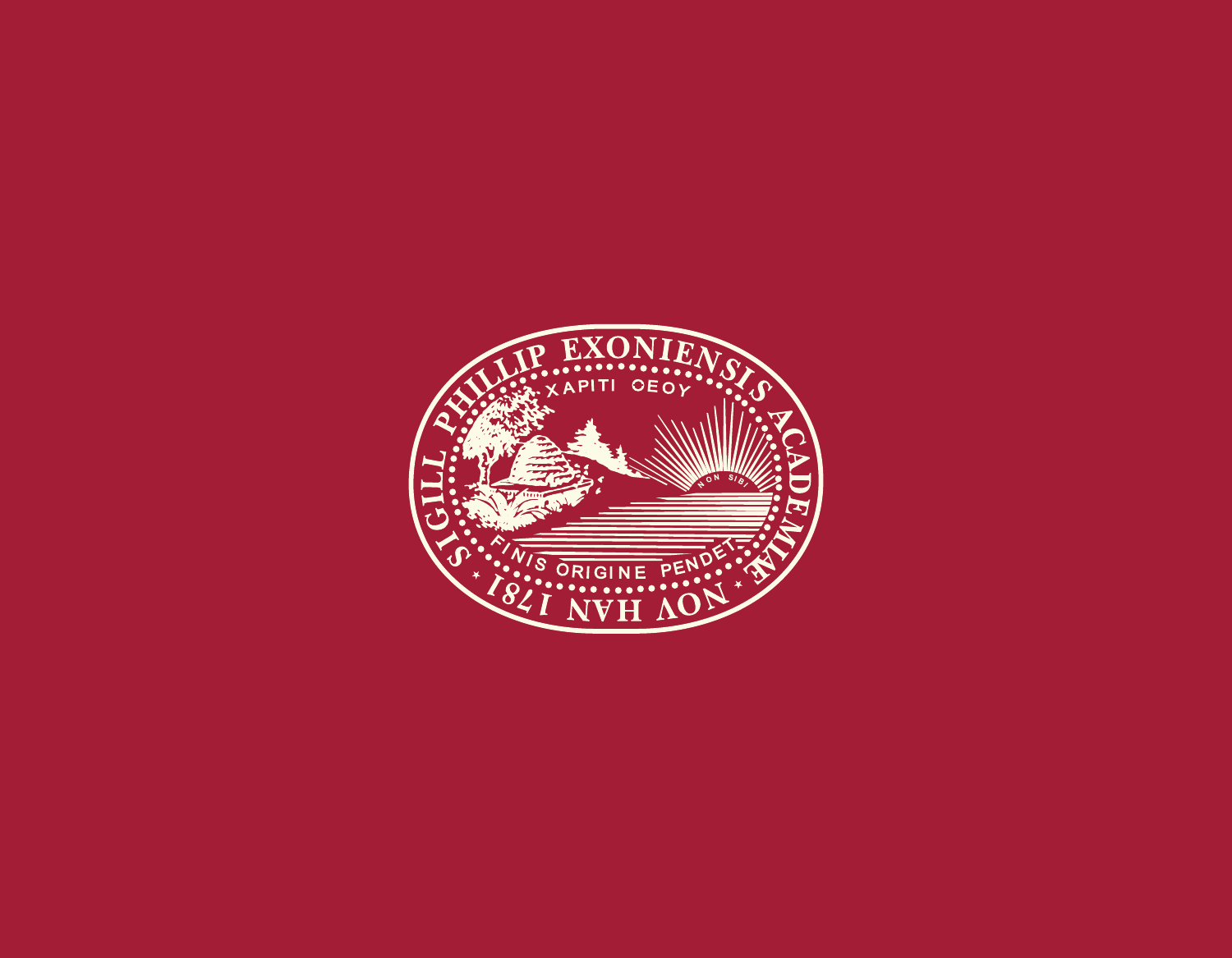SIGILL PHILLIP EXONIENSIS ACADEMIAE

XAPITI ΘEOY

NON SIBI

FINIS ORIGINE PENDET

NOV HAN 1781